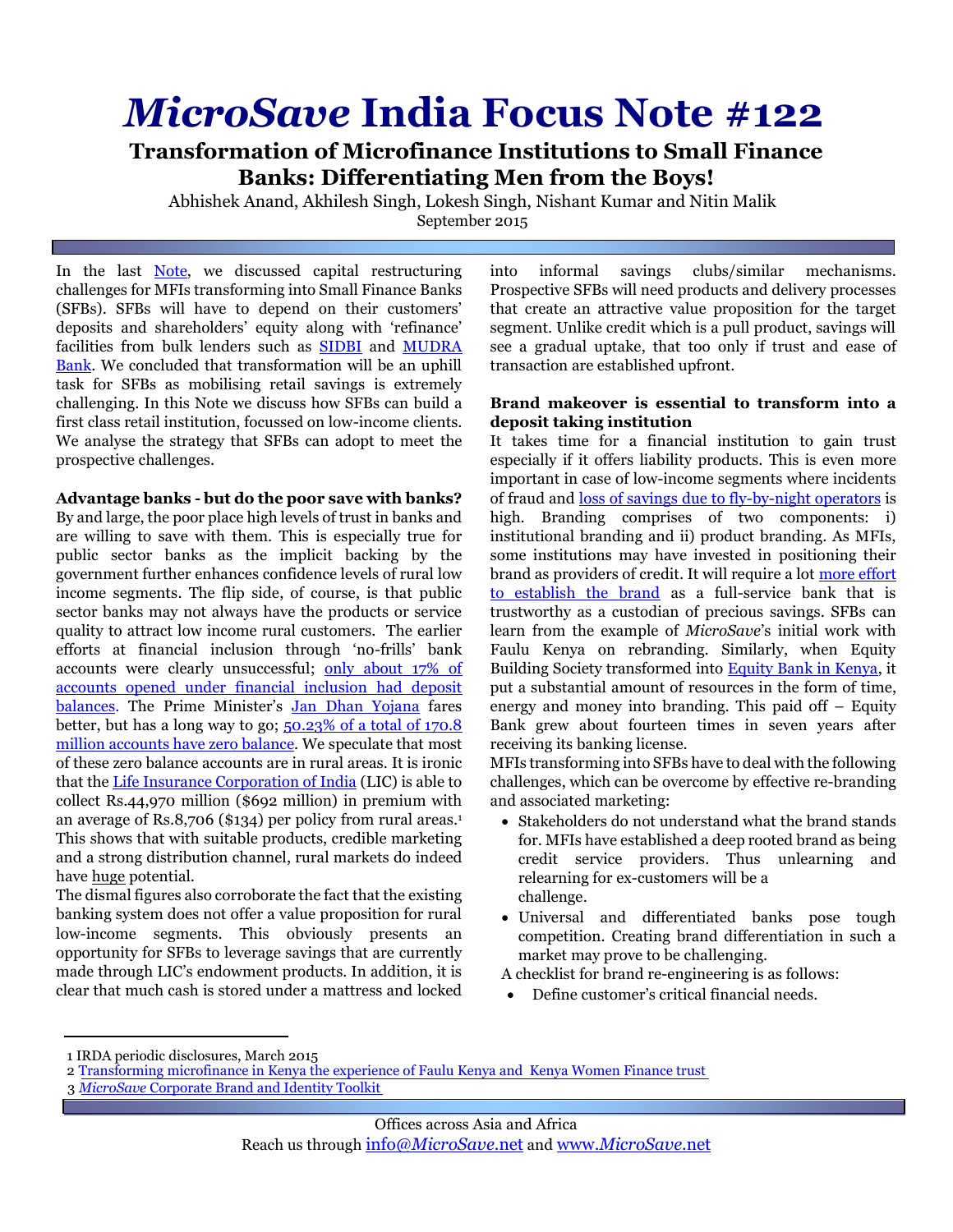# *MicroSave* India Focus Note #122

## Transformation of Microfinance Institutions to Small Finance Banks: Differentiating Men from the Boys!

Abhishek Anand, Akhilesh Singh, Lokesh Singh, Nishant Kumar and Nitin Malik

September 2015

In the last Note, we discussed capital restructuring challenges for MFIs transforming into Small Finance Banks (SFBs). SFBs will have to depend on their customers' deposits and shareholders' equity along with 'refinance' facilities from bulk lenders such as SIDBI and MUDRA Bank. We concluded that transformation will be an uphill task for SFBs as mobilising retail savings is extremely challenging. In this Note we discuss how SFBs can build a first class retail institution, focussed on low-income clients. We analyse the strategy that SFBs can adopt to meet the prospective challenges.

**Advantage banks - but do the poor save with banks?**

By and large, the poor place high levels of trust in banks and are willing to save with them. This is especially true for public sector banks as the implicit backing by the government further enhances confidence levels of rural low income segments. The flip side, of course, is that public sector banks may not always have the products or service quality to attract low income rural customers. The earlier efforts at financial inclusion through 'no-frills' bank accounts were clearly unsuccessful; only about 17% of accounts opened under financial inclusion had deposit balances. The Prime Minister's Jan Dhan Yojana fares better, but has a long way to go; 50.23% of a total of 170.8 million accounts have zero balance. We speculate that most of these zero balance accounts are in rural areas. It is ironic that the Life Insurance Corporation of India (LIC) is able to collect Rs.44,970 million ($692 million) in premium with an average of Rs.8,706 ($134) per policy from rural areas.[1] This shows that with suitable products, credible marketing and a strong distribution channel, rural markets do indeed have huge potential.

The dismal figures also corroborate the fact that the existing banking system does not offer a value proposition for rural low-income segments. This obviously presents an opportunity for SFBs to leverage savings that are currently made through LIC's endowment products. In addition, it is clear that much cash is stored under a mattress and locked into informal savings clubs/similar mechanisms. Prospective SFBs will need products and delivery processes that create an attractive value proposition for the target segment. Unlike credit which is a pull product, savings will see a gradual uptake, that too only if trust and ease of transaction are established upfront.

**Brand makeover is essential to transform into a deposit taking institution**

It takes time for a financial institution to gain trust especially if it offers liability products. This is even more important in case of low-income segments where incidents of fraud and loss of savings due to fly-by-night operators is high. Branding comprises of two components: i) institutional branding and ii) product branding. As MFIs, some institutions may have invested in positioning their brand as providers of credit. It will require a lot more effort to establish the brand as a full-service bank that is trustworthy as a custodian of precious savings. SFBs can learn from the example of *MicroSave*'s initial work with Faulu Kenya on rebranding. Similarly, when Equity Building Society transformed into Equity Bank in Kenya, it put a substantial amount of resources in the form of time, energy and money into branding. This paid off – Equity Bank grew about fourteen times in seven years after receiving its banking license.

MFIs transforming into SFBs have to deal with the following challenges, which can be overcome by effective re-branding and associated marketing:

- Stakeholders do not understand what the brand stands for. MFIs have established a deep rooted brand as being credit service providers. Thus unlearning and relearning for ex-customers will be a challenge.
- Universal and differentiated banks pose tough competition. Creating brand differentiation in such a market may prove to be challenging.

A checklist for brand re-engineering is as follows:

- Define customer's critical financial needs.

---

1 IRDA periodic disclosures, March 2015

2 Transforming microfinance in Kenya the experience of Faulu Kenya and Kenya Women Finance trust

3 *MicroSave* Corporate Brand and Identity Toolkit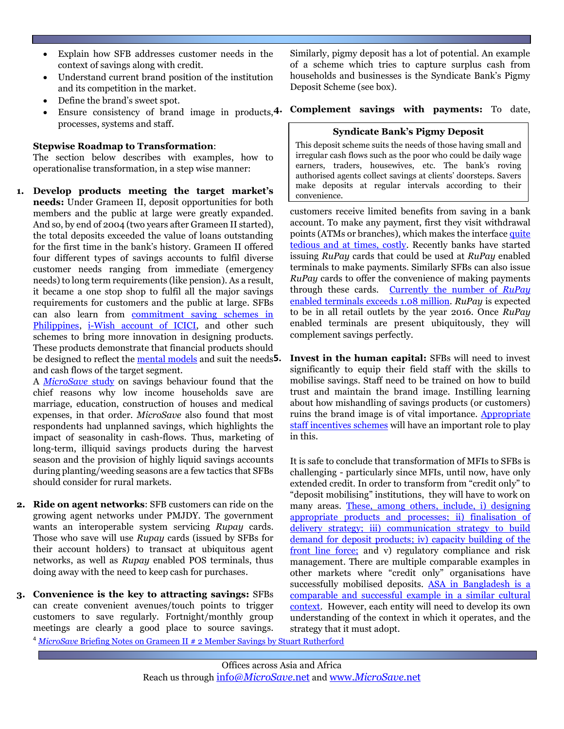- Explain how SFB addresses customer needs in the context of savings along with credit.
- Understand current brand position of the institution and its competition in the market.
- Define the brand's sweet spot.
- Ensure consistency of brand image in products, processes, systems and staff.

**Stepwise Roadmap to Transformation**:

The section below describes with examples, how to operationalise transformation, in a step wise manner:

1. **Develop products meeting the target market's needs:** Under Grameen II, deposit opportunities for both members and the public at large were greatly expanded. And so, by end of 2004 (two years after Grameen II started), the total deposits exceeded the value of loans outstanding for the first time in the bank's history. Grameen II offered four different types of savings accounts to fulfil diverse customer needs ranging from immediate (emergency needs) to long term requirements (like pension). As a result, it became a one stop shop to fulfil all the major savings requirements for customers and the public at large. SFBs can also learn from commitment saving schemes in Philippines, i-Wish account of ICICI, and other such schemes to bring more innovation in designing products. These products demonstrate that financial products should be designed to reflect the mental models and suit the needs and cash flows of the target segment.

   A *MicroSave* study on savings behaviour found that the chief reasons why low income households save are marriage, education, construction of houses and medical expenses, in that order. *MicroSave* also found that most respondents had unplanned savings, which highlights the impact of seasonality in cash-flows. Thus, marketing of long-term, illiquid savings products during the harvest season and the provision of highly liquid savings accounts during planting/weeding seasons are a few tactics that SFBs should consider for rural markets.

2. **Ride on agent networks**: SFB customers can ride on the growing agent networks under PMJDY. The government wants an interoperable system servicing *Rupay* cards. Those who save will use *Rupay* cards (issued by SFBs for their account holders) to transact at ubiquitous agent networks, as well as *Rupay* enabled POS terminals, thus doing away with the need to keep cash for purchases.

3. **Convenience is the key to attracting savings:** SFBs can create convenient avenues/touch points to trigger customers to save regularly. Fortnight/monthly group meetings are clearly a good place to source savings. Similarly, pigmy deposit has a lot of potential. An example of a scheme which tries to capture surplus cash from households and businesses is the Syndicate Bank's Pigmy Deposit Scheme (see box).

> **Syndicate Bank's Pigmy Deposit**
>
> This deposit scheme suits the needs of those having small and irregular cash flows such as the poor who could be daily wage earners, traders, housewives, etc. The bank's roving authorised agents collect savings at clients' doorsteps. Savers make deposits at regular intervals according to their convenience.

4. **Complement savings with payments:** To date, customers receive limited benefits from saving in a bank account. To make any payment, first they visit withdrawal points (ATMs or branches), which makes the interface quite tedious and at times, costly. Recently banks have started issuing *RuPay* cards that could be used at *RuPay* enabled terminals to make payments. Similarly SFBs can also issue *RuPay* cards to offer the convenience of making payments through these cards. Currently the number of *RuPay* enabled terminals exceeds 1.08 million. *RuPay* is expected to be in all retail outlets by the year 2016. Once *RuPay* enabled terminals are present ubiquitously, they will complement savings perfectly.

5. **Invest in the human capital:** SFBs will need to invest significantly to equip their field staff with the skills to mobilise savings. Staff need to be trained on how to build trust and maintain the brand image. Instilling learning about how mishandling of savings products (or customers) ruins the brand image is of vital importance. Appropriate staff incentives schemes will have an important role to play in this.

It is safe to conclude that transformation of MFIs to SFBs is challenging - particularly since MFIs, until now, have only extended credit. In order to transform from "credit only" to "deposit mobilising" institutions, they will have to work on many areas. These, among others, include, i) designing appropriate products and processes; ii) finalisation of delivery strategy; iii) communication strategy to build demand for deposit products; iv) capacity building of the front line force; and v) regulatory compliance and risk management. There are multiple comparable examples in other markets where "credit only" organisations have successfully mobilised deposits. ASA in Bangladesh is a comparable and successful example in a similar cultural context. However, each entity will need to develop its own understanding of the context in which it operates, and the strategy that it must adopt.

[4] *MicroSave* Briefing Notes on Grameen II # 2 Member Savings by Stuart Rutherford

Offices across Asia and Africa

Reach us through info@*MicroSave*.net and www.*MicroSave*.net